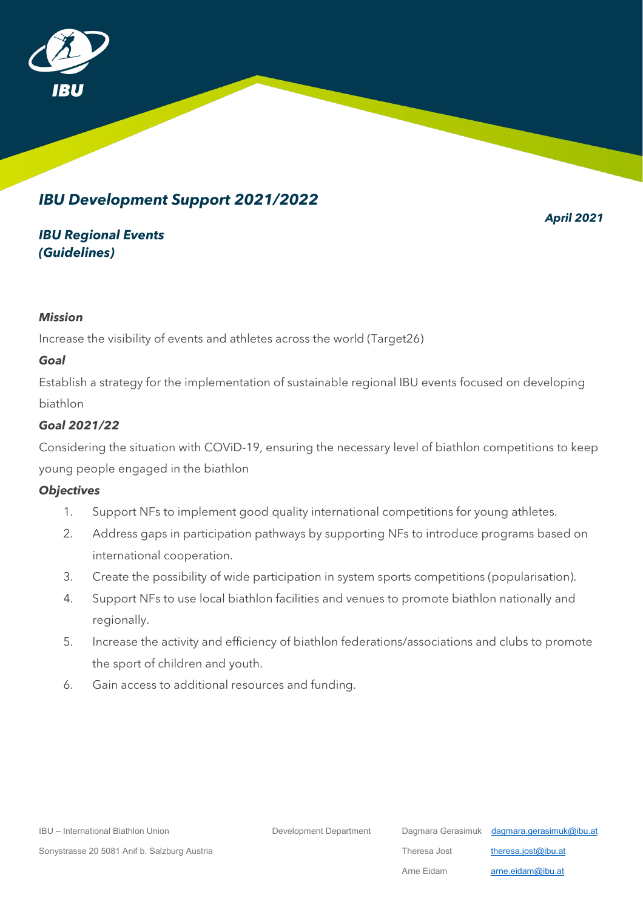IBU

# *IBU Development Support 2021/2022*

***April 2021***

## *IBU Regional Events (Guidelines)*

### *Mission*

Increase the visibility of events and athletes across the world (Target26)

### *Goal*

Establish a strategy for the implementation of sustainable regional IBU events focused on developing biathlon

### *Goal 2021/22*

Considering the situation with COViD-19, ensuring the necessary level of biathlon competitions to keep young people engaged in the biathlon

### *Objectives*

1. Support NFs to implement good quality international competitions for young athletes.
2. Address gaps in participation pathways by supporting NFs to introduce programs based on international cooperation.
3. Create the possibility of wide participation in system sports competitions (popularisation).
4. Support NFs to use local biathlon facilities and venues to promote biathlon nationally and regionally.
5. Increase the activity and efficiency of biathlon federations/associations and clubs to promote the sport of children and youth.
6. Gain access to additional resources and funding.

IBU – International Biathlon Union
Sonystrasse 20 5081 Anif b. Salzburg Austria

Development Department

Dagmara Gerasimuk dagmara.gerasimuk@ibu.at
Theresa Jost theresa.jost@ibu.at
Arne Eidam arne.eidam@ibu.at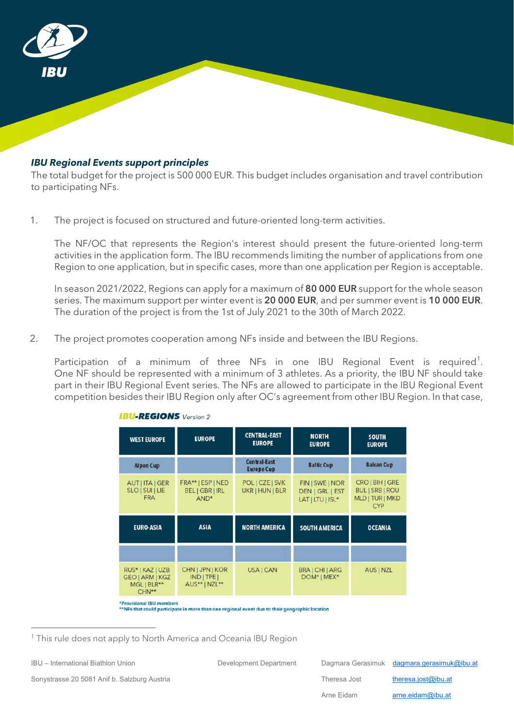### *IBU Regional Events support principles*

The total budget for the project is 500 000 EUR. This budget includes organisation and travel contribution to participating NFs.

1. The project is focused on structured and future-oriented long-term activities.

   The NF/OC that represents the Region's interest should present the future-oriented long-term activities in the application form. The IBU recommends limiting the number of applications from one Region to one application, but in specific cases, more than one application per Region is acceptable.

   In season 2021/2022, Regions can apply for a maximum of **80 000 EUR** support for the whole season series. The maximum support per winter event is **20 000 EUR**, and per summer event is **10 000 EUR**. The duration of the project is from the 1st of July 2021 to the 30th of March 2022.

2. The project promotes cooperation among NFs inside and between the IBU Regions.

   Participation of a minimum of three NFs in one IBU Regional Event is required[1]. One NF should be represented with a minimum of 3 athletes. As a priority, the IBU NF should take part in their IBU Regional Event series. The NFs are allowed to participate in the IBU Regional Event competition besides their IBU Region only after OC's agreement from other IBU Region. In that case,

***IBU-REGIONS*** *Version 2*

| WEST EUROPE | EUROPE | CENTRAL-EAST EUROPE | NORTH EUROPE | SOUTH EUROPE |
|---|---|---|---|---|
| Alpen Cup | | Central-East Europe Cup | Baltic Cup | Balcan Cup |
| AUT \| ITA \| GER SLO \| SUI \| LIE FRA | FRA** \| ESP \| NED BEL \| GBR \| IRL AND* | POL \| CZE \| SVK UKR \| HUN \| BLR | FIN \| SWE \| NOR DEN \| GRL \| EST LAT \| LTU \| ISL* | CRO \| BIH \| GRE BUL \| SRB \| ROU MLD \| TUR \| MKD CYP |
| **EURO-ASIA** | **ASIA** | **NORTH AMERICA** | **SOUTH AMERICA** | **OCEANIA** |
| | | | | |
| RUS* \| KAZ \| UZB GEO \| ARM \| KGZ MGL \| BLR** CHN** | CHN \| JPN \| KOR IND \| TPE \| AUS** \| NZL** | USA \| CAN | BRA \| CHI \| ARG DOM* \| MEX* | AUS \| NZL |

*Provisional IBU members
**NFs that could participate in more than one regional event due to their geographic location

[1] This rule does not apply to North America and Oceania IBU Region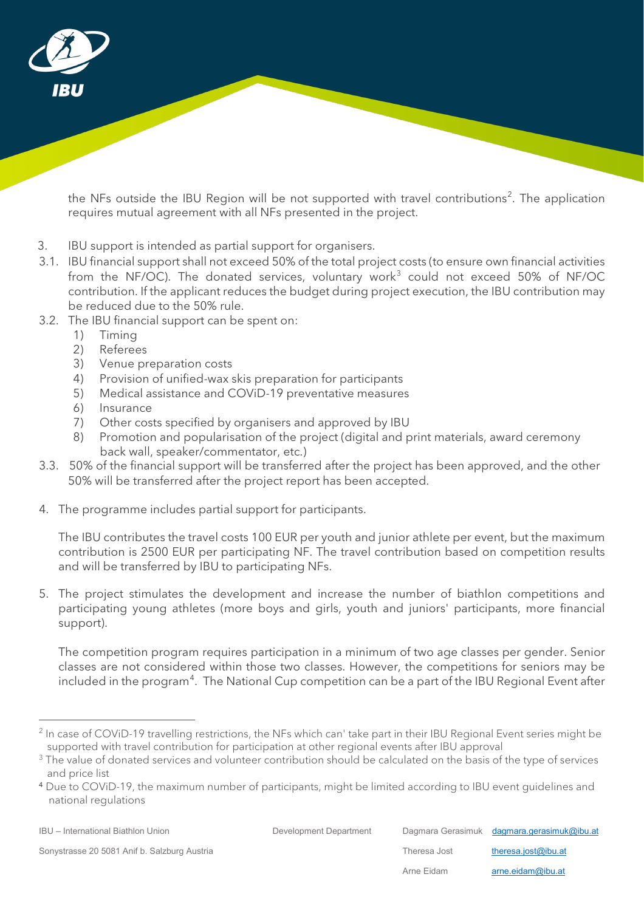the NFs outside the IBU Region will be not supported with travel contributions[2]. The application requires mutual agreement with all NFs presented in the project.

3. IBU support is intended as partial support for organisers.

3.1. IBU financial support shall not exceed 50% of the total project costs (to ensure own financial activities from the NF/OC). The donated services, voluntary work[3] could not exceed 50% of NF/OC contribution. If the applicant reduces the budget during project execution, the IBU contribution may be reduced due to the 50% rule.

3.2. The IBU financial support can be spent on:
   1) Timing
   2) Referees
   3) Venue preparation costs
   4) Provision of unified-wax skis preparation for participants
   5) Medical assistance and COViD-19 preventative measures
   6) Insurance
   7) Other costs specified by organisers and approved by IBU
   8) Promotion and popularisation of the project (digital and print materials, award ceremony back wall, speaker/commentator, etc.)

3.3. 50% of the financial support will be transferred after the project has been approved, and the other 50% will be transferred after the project report has been accepted.

4. The programme includes partial support for participants.

   The IBU contributes the travel costs 100 EUR per youth and junior athlete per event, but the maximum contribution is 2500 EUR per participating NF. The travel contribution based on competition results and will be transferred by IBU to participating NFs.

5. The project stimulates the development and increase the number of biathlon competitions and participating young athletes (more boys and girls, youth and juniors' participants, more financial support).

   The competition program requires participation in a minimum of two age classes per gender. Senior classes are not considered within those two classes. However, the competitions for seniors may be included in the program[4]. The National Cup competition can be a part of the IBU Regional Event after

---

[2] In case of COViD-19 travelling restrictions, the NFs which can' take part in their IBU Regional Event series might be supported with travel contribution for participation at other regional events after IBU approval

[3] The value of donated services and volunteer contribution should be calculated on the basis of the type of services and price list

[4] Due to COViD-19, the maximum number of participants, might be limited according to IBU event guidelines and national regulations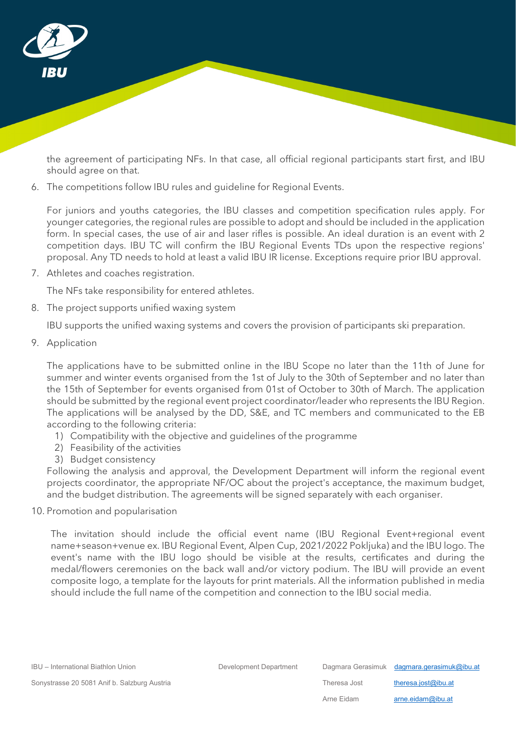the agreement of participating NFs. In that case, all official regional participants start first, and IBU should agree on that.

6. The competitions follow IBU rules and guideline for Regional Events.

   For juniors and youths categories, the IBU classes and competition specification rules apply. For younger categories, the regional rules are possible to adopt and should be included in the application form. In special cases, the use of air and laser rifles is possible. An ideal duration is an event with 2 competition days. IBU TC will confirm the IBU Regional Events TDs upon the respective regions' proposal. Any TD needs to hold at least a valid IBU IR license. Exceptions require prior IBU approval.

7. Athletes and coaches registration.

   The NFs take responsibility for entered athletes.

8. The project supports unified waxing system

   IBU supports the unified waxing systems and covers the provision of participants ski preparation.

9. Application

   The applications have to be submitted online in the IBU Scope no later than the 11th of June for summer and winter events organised from the 1st of July to the 30th of September and no later than the 15th of September for events organised from 01st of October to 30th of March. The application should be submitted by the regional event project coordinator/leader who represents the IBU Region. The applications will be analysed by the DD, S&E, and TC members and communicated to the EB according to the following criteria:
   1) Compatibility with the objective and guidelines of the programme
   2) Feasibility of the activities
   3) Budget consistency

   Following the analysis and approval, the Development Department will inform the regional event projects coordinator, the appropriate NF/OC about the project's acceptance, the maximum budget, and the budget distribution. The agreements will be signed separately with each organiser.

10. Promotion and popularisation

    The invitation should include the official event name (IBU Regional Event+regional event name+season+venue ex. IBU Regional Event, Alpen Cup, 2021/2022 Pokljuka) and the IBU logo. The event's name with the IBU logo should be visible at the results, certificates and during the medal/flowers ceremonies on the back wall and/or victory podium. The IBU will provide an event composite logo, a template for the layouts for print materials. All the information published in media should include the full name of the competition and connection to the IBU social media.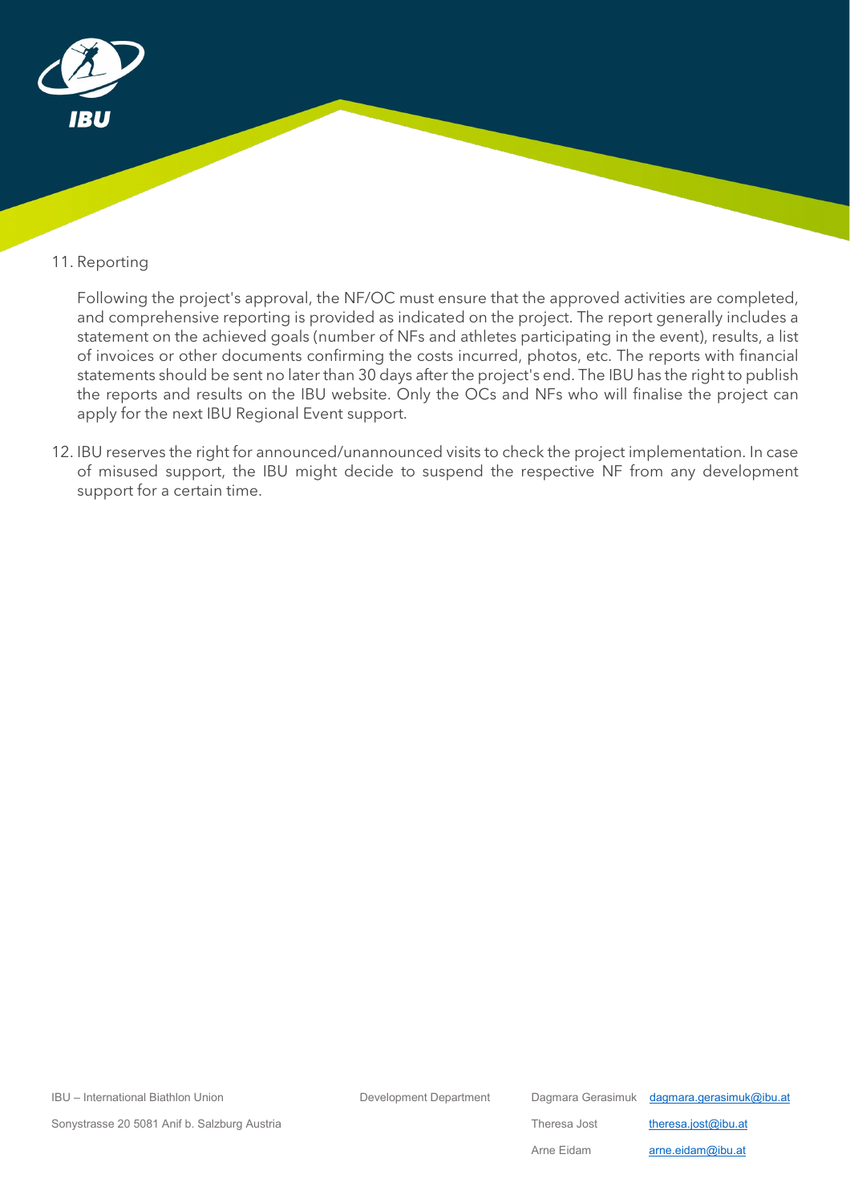11. Reporting

    Following the project's approval, the NF/OC must ensure that the approved activities are completed, and comprehensive reporting is provided as indicated on the project. The report generally includes a statement on the achieved goals (number of NFs and athletes participating in the event), results, a list of invoices or other documents confirming the costs incurred, photos, etc. The reports with financial statements should be sent no later than 30 days after the project's end. The IBU has the right to publish the reports and results on the IBU website. Only the OCs and NFs who will finalise the project can apply for the next IBU Regional Event support.

12. IBU reserves the right for announced/unannounced visits to check the project implementation. In case of misused support, the IBU might decide to suspend the respective NF from any development support for a certain time.